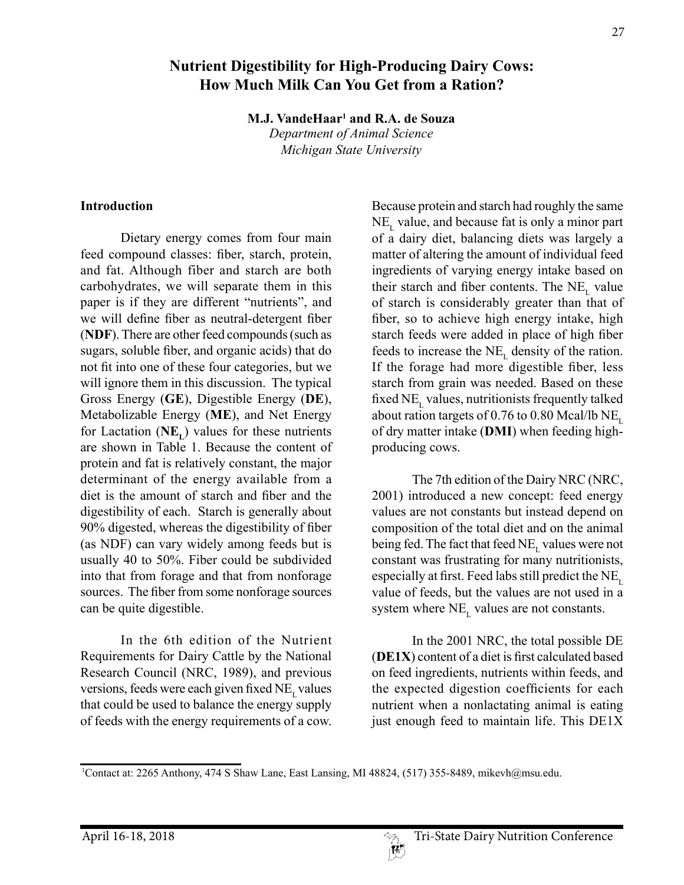# Nutrient Digestibility for High-Producing Dairy Cows: How Much Milk Can You Get from a Ration?

**M.J. VandeHaar[1] and R.A. de Souza**
*Department of Animal Science*
*Michigan State University*

## Introduction

Dietary energy comes from four main feed compound classes: fiber, starch, protein, and fat. Although fiber and starch are both carbohydrates, we will separate them in this paper is if they are different "nutrients", and we will define fiber as neutral-detergent fiber (**NDF**). There are other feed compounds (such as sugars, soluble fiber, and organic acids) that do not fit into one of these four categories, but we will ignore them in this discussion. The typical Gross Energy (**GE**), Digestible Energy (**DE**), Metabolizable Energy (**ME**), and Net Energy for Lactation ($\mathbf{NE_L}$) values for these nutrients are shown in Table 1. Because the content of protein and fat is relatively constant, the major determinant of the energy available from a diet is the amount of starch and fiber and the digestibility of each. Starch is generally about 90% digested, whereas the digestibility of fiber (as NDF) can vary widely among feeds but is usually 40 to 50%. Fiber could be subdivided into that from forage and that from nonforage sources. The fiber from some nonforage sources can be quite digestible.

In the 6th edition of the Nutrient Requirements for Dairy Cattle by the National Research Council (NRC, 1989), and previous versions, feeds were each given fixed $NE_L$ values that could be used to balance the energy supply of feeds with the energy requirements of a cow. Because protein and starch had roughly the same $NE_L$ value, and because fat is only a minor part of a dairy diet, balancing diets was largely a matter of altering the amount of individual feed ingredients of varying energy intake based on their starch and fiber contents. The $NE_L$ value of starch is considerably greater than that of fiber, so to achieve high energy intake, high starch feeds were added in place of high fiber feeds to increase the $NE_L$ density of the ration. If the forage had more digestible fiber, less starch from grain was needed. Based on these fixed $NE_L$ values, nutritionists frequently talked about ration targets of 0.76 to 0.80 Mcal/lb $NE_L$ of dry matter intake (**DMI**) when feeding high-producing cows.

The 7th edition of the Dairy NRC (NRC, 2001) introduced a new concept: feed energy values are not constants but instead depend on composition of the total diet and on the animal being fed. The fact that feed $NE_L$ values were not constant was frustrating for many nutritionists, especially at first. Feed labs still predict the $NE_L$ value of feeds, but the values are not used in a system where $NE_L$ values are not constants.

In the 2001 NRC, the total possible DE (**DE1X**) content of a diet is first calculated based on feed ingredients, nutrients within feeds, and the expected digestion coefficients for each nutrient when a nonlactating animal is eating just enough feed to maintain life. This DE1X

[1]Contact at: 2265 Anthony, 474 S Shaw Lane, East Lansing, MI 48824, (517) 355-8489, mikevh@msu.edu.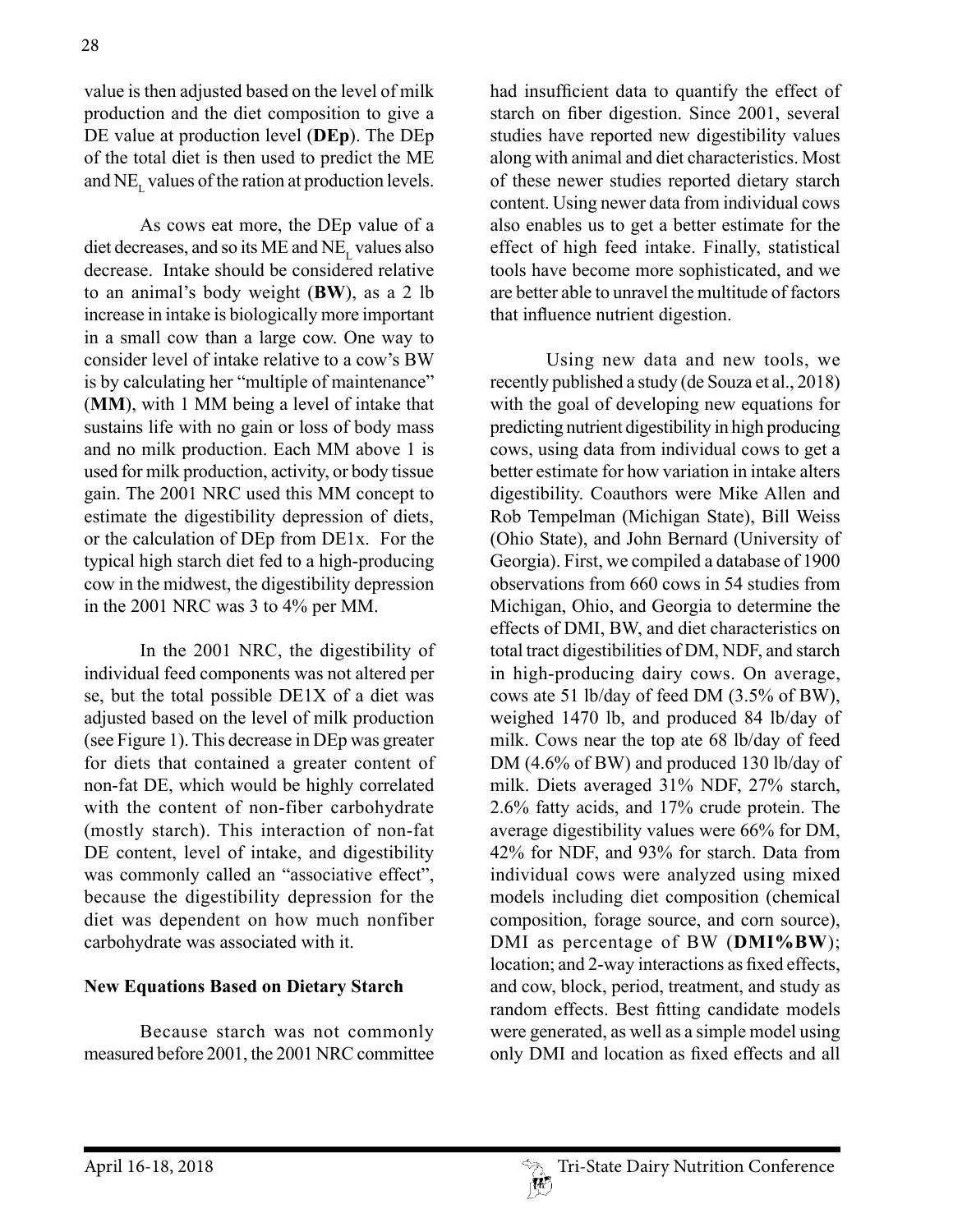value is then adjusted based on the level of milk production and the diet composition to give a DE value at production level (**DEp**). The DEp of the total diet is then used to predict the ME and $NE_L$ values of the ration at production levels.

As cows eat more, the DEp value of a diet decreases, and so its ME and $NE_L$ values also decrease. Intake should be considered relative to an animal's body weight (**BW**), as a 2 lb increase in intake is biologically more important in a small cow than a large cow. One way to consider level of intake relative to a cow's BW is by calculating her "multiple of maintenance" (**MM**), with 1 MM being a level of intake that sustains life with no gain or loss of body mass and no milk production. Each MM above 1 is used for milk production, activity, or body tissue gain. The 2001 NRC used this MM concept to estimate the digestibility depression of diets, or the calculation of DEp from DE1x. For the typical high starch diet fed to a high-producing cow in the midwest, the digestibility depression in the 2001 NRC was 3 to 4% per MM.

In the 2001 NRC, the digestibility of individual feed components was not altered per se, but the total possible DE1X of a diet was adjusted based on the level of milk production (see Figure 1). This decrease in DEp was greater for diets that contained a greater content of non-fat DE, which would be highly correlated with the content of non-fiber carbohydrate (mostly starch). This interaction of non-fat DE content, level of intake, and digestibility was commonly called an "associative effect", because the digestibility depression for the diet was dependent on how much nonfiber carbohydrate was associated with it.

**New Equations Based on Dietary Starch**

Because starch was not commonly measured before 2001, the 2001 NRC committee had insufficient data to quantify the effect of starch on fiber digestion. Since 2001, several studies have reported new digestibility values along with animal and diet characteristics. Most of these newer studies reported dietary starch content. Using newer data from individual cows also enables us to get a better estimate for the effect of high feed intake. Finally, statistical tools have become more sophisticated, and we are better able to unravel the multitude of factors that influence nutrient digestion.

Using new data and new tools, we recently published a study (de Souza et al., 2018) with the goal of developing new equations for predicting nutrient digestibility in high producing cows, using data from individual cows to get a better estimate for how variation in intake alters digestibility. Coauthors were Mike Allen and Rob Tempelman (Michigan State), Bill Weiss (Ohio State), and John Bernard (University of Georgia). First, we compiled a database of 1900 observations from 660 cows in 54 studies from Michigan, Ohio, and Georgia to determine the effects of DMI, BW, and diet characteristics on total tract digestibilities of DM, NDF, and starch in high-producing dairy cows. On average, cows ate 51 lb/day of feed DM (3.5% of BW), weighed 1470 lb, and produced 84 lb/day of milk. Cows near the top ate 68 lb/day of feed DM (4.6% of BW) and produced 130 lb/day of milk. Diets averaged 31% NDF, 27% starch, 2.6% fatty acids, and 17% crude protein. The average digestibility values were 66% for DM, 42% for NDF, and 93% for starch. Data from individual cows were analyzed using mixed models including diet composition (chemical composition, forage source, and corn source), DMI as percentage of BW (**DMI%BW**); location; and 2-way interactions as fixed effects, and cow, block, period, treatment, and study as random effects. Best fitting candidate models were generated, as well as a simple model using only DMI and location as fixed effects and all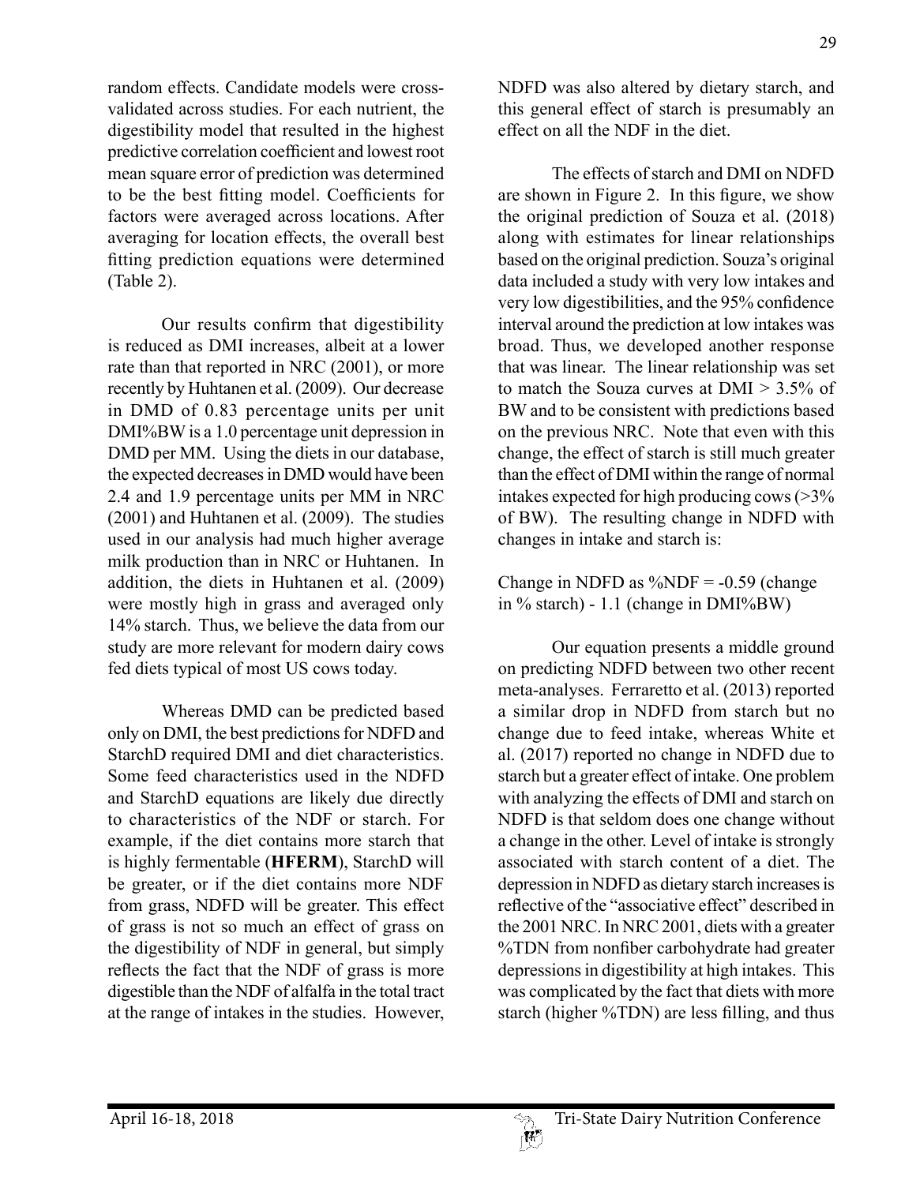random effects. Candidate models were cross-validated across studies. For each nutrient, the digestibility model that resulted in the highest predictive correlation coefficient and lowest root mean square error of prediction was determined to be the best fitting model. Coefficients for factors were averaged across locations. After averaging for location effects, the overall best fitting prediction equations were determined (Table 2).

Our results confirm that digestibility is reduced as DMI increases, albeit at a lower rate than that reported in NRC (2001), or more recently by Huhtanen et al. (2009). Our decrease in DMD of 0.83 percentage units per unit DMI%BW is a 1.0 percentage unit depression in DMD per MM. Using the diets in our database, the expected decreases in DMD would have been 2.4 and 1.9 percentage units per MM in NRC (2001) and Huhtanen et al. (2009). The studies used in our analysis had much higher average milk production than in NRC or Huhtanen. In addition, the diets in Huhtanen et al. (2009) were mostly high in grass and averaged only 14% starch. Thus, we believe the data from our study are more relevant for modern dairy cows fed diets typical of most US cows today.

Whereas DMD can be predicted based only on DMI, the best predictions for NDFD and StarchD required DMI and diet characteristics. Some feed characteristics used in the NDFD and StarchD equations are likely due directly to characteristics of the NDF or starch. For example, if the diet contains more starch that is highly fermentable (**HFERM**), StarchD will be greater, or if the diet contains more NDF from grass, NDFD will be greater. This effect of grass is not so much an effect of grass on the digestibility of NDF in general, but simply reflects the fact that the NDF of grass is more digestible than the NDF of alfalfa in the total tract at the range of intakes in the studies. However, NDFD was also altered by dietary starch, and this general effect of starch is presumably an effect on all the NDF in the diet.

The effects of starch and DMI on NDFD are shown in Figure 2. In this figure, we show the original prediction of Souza et al. (2018) along with estimates for linear relationships based on the original prediction. Souza's original data included a study with very low intakes and very low digestibilities, and the 95% confidence interval around the prediction at low intakes was broad. Thus, we developed another response that was linear. The linear relationship was set to match the Souza curves at DMI > 3.5% of BW and to be consistent with predictions based on the previous NRC. Note that even with this change, the effect of starch is still much greater than the effect of DMI within the range of normal intakes expected for high producing cows (>3% of BW). The resulting change in NDFD with changes in intake and starch is:

Change in NDFD as %NDF = -0.59 (change in % starch) - 1.1 (change in DMI%BW)

Our equation presents a middle ground on predicting NDFD between two other recent meta-analyses. Ferraretto et al. (2013) reported a similar drop in NDFD from starch but no change due to feed intake, whereas White et al. (2017) reported no change in NDFD due to starch but a greater effect of intake. One problem with analyzing the effects of DMI and starch on NDFD is that seldom does one change without a change in the other. Level of intake is strongly associated with starch content of a diet. The depression in NDFD as dietary starch increases is reflective of the "associative effect" described in the 2001 NRC. In NRC 2001, diets with a greater %TDN from nonfiber carbohydrate had greater depressions in digestibility at high intakes. This was complicated by the fact that diets with more starch (higher %TDN) are less filling, and thus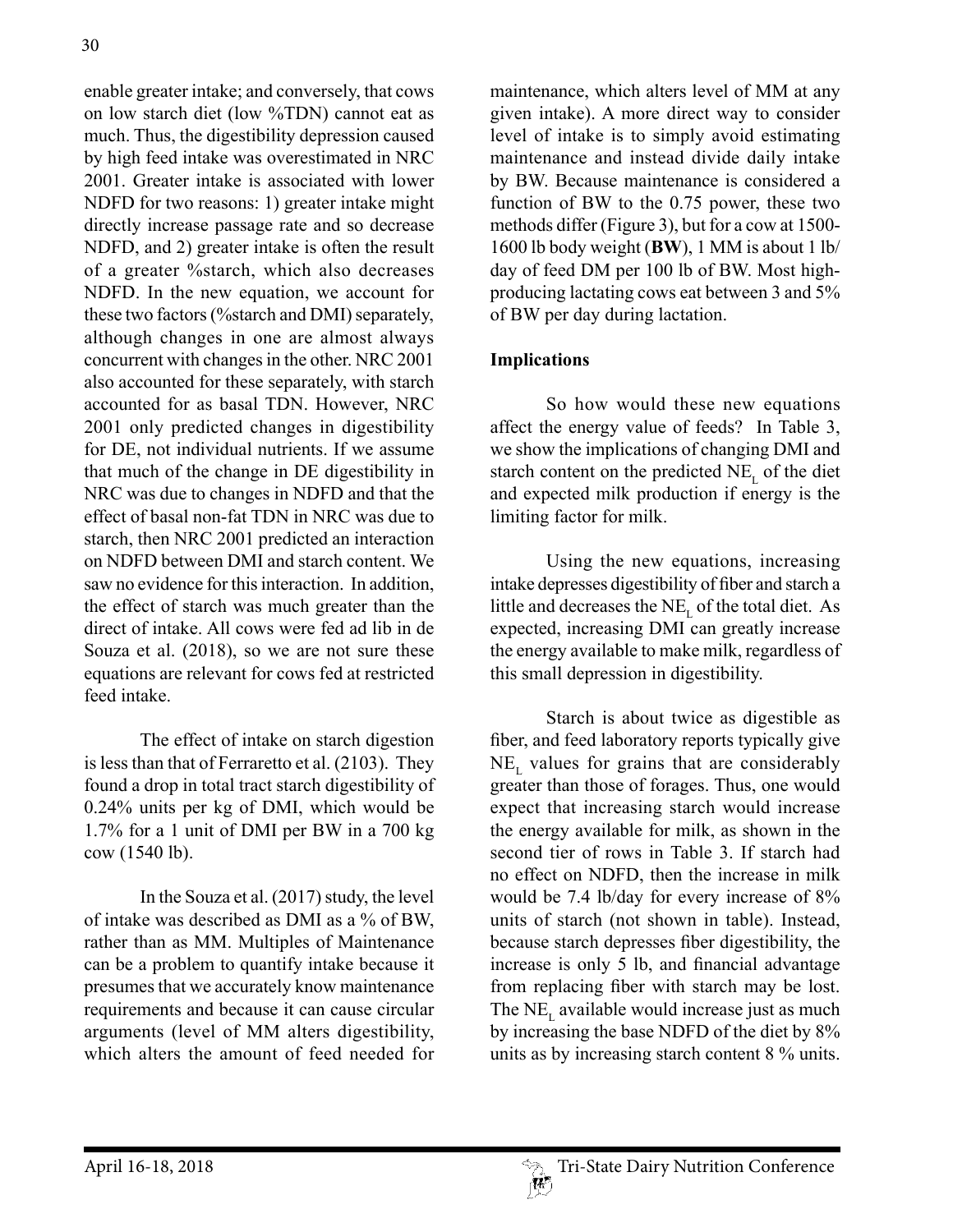enable greater intake; and conversely, that cows on low starch diet (low %TDN) cannot eat as much. Thus, the digestibility depression caused by high feed intake was overestimated in NRC 2001. Greater intake is associated with lower NDFD for two reasons: 1) greater intake might directly increase passage rate and so decrease NDFD, and 2) greater intake is often the result of a greater %starch, which also decreases NDFD. In the new equation, we account for these two factors (%starch and DMI) separately, although changes in one are almost always concurrent with changes in the other. NRC 2001 also accounted for these separately, with starch accounted for as basal TDN. However, NRC 2001 only predicted changes in digestibility for DE, not individual nutrients. If we assume that much of the change in DE digestibility in NRC was due to changes in NDFD and that the effect of basal non-fat TDN in NRC was due to starch, then NRC 2001 predicted an interaction on NDFD between DMI and starch content. We saw no evidence for this interaction. In addition, the effect of starch was much greater than the direct of intake. All cows were fed ad lib in de Souza et al. (2018), so we are not sure these equations are relevant for cows fed at restricted feed intake.

The effect of intake on starch digestion is less than that of Ferraretto et al. (2103). They found a drop in total tract starch digestibility of 0.24% units per kg of DMI, which would be 1.7% for a 1 unit of DMI per BW in a 700 kg cow (1540 lb).

In the Souza et al. (2017) study, the level of intake was described as DMI as a % of BW, rather than as MM. Multiples of Maintenance can be a problem to quantify intake because it presumes that we accurately know maintenance requirements and because it can cause circular arguments (level of MM alters digestibility, which alters the amount of feed needed for maintenance, which alters level of MM at any given intake). A more direct way to consider level of intake is to simply avoid estimating maintenance and instead divide daily intake by BW. Because maintenance is considered a function of BW to the 0.75 power, these two methods differ (Figure 3), but for a cow at 1500-1600 lb body weight (**BW**), 1 MM is about 1 lb/day of feed DM per 100 lb of BW. Most high-producing lactating cows eat between 3 and 5% of BW per day during lactation.

**Implications**

So how would these new equations affect the energy value of feeds? In Table 3, we show the implications of changing DMI and starch content on the predicted $NE_L$ of the diet and expected milk production if energy is the limiting factor for milk.

Using the new equations, increasing intake depresses digestibility of fiber and starch a little and decreases the $NE_L$ of the total diet. As expected, increasing DMI can greatly increase the energy available to make milk, regardless of this small depression in digestibility.

Starch is about twice as digestible as fiber, and feed laboratory reports typically give $NE_L$ values for grains that are considerably greater than those of forages. Thus, one would expect that increasing starch would increase the energy available for milk, as shown in the second tier of rows in Table 3. If starch had no effect on NDFD, then the increase in milk would be 7.4 lb/day for every increase of 8% units of starch (not shown in table). Instead, because starch depresses fiber digestibility, the increase is only 5 lb, and financial advantage from replacing fiber with starch may be lost. The $NE_L$ available would increase just as much by increasing the base NDFD of the diet by 8% units as by increasing starch content 8 % units.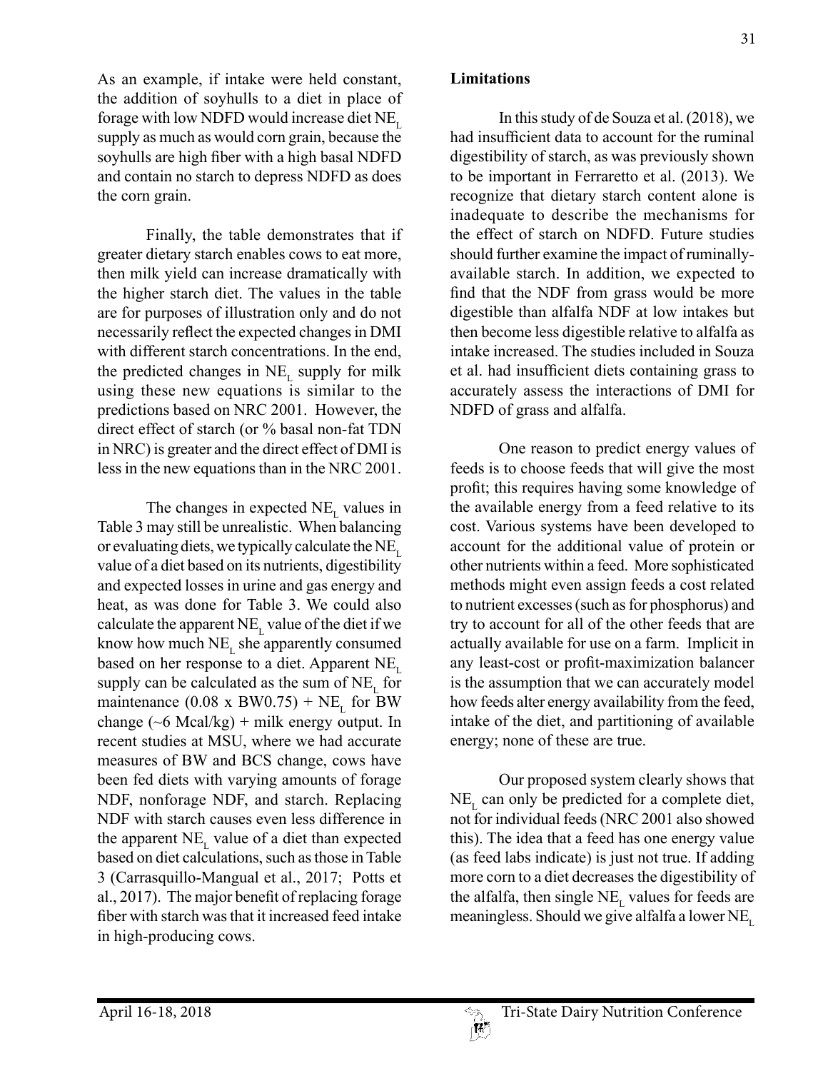As an example, if intake were held constant, the addition of soyhulls to a diet in place of forage with low NDFD would increase diet $NE_L$ supply as much as would corn grain, because the soyhulls are high fiber with a high basal NDFD and contain no starch to depress NDFD as does the corn grain.

Finally, the table demonstrates that if greater dietary starch enables cows to eat more, then milk yield can increase dramatically with the higher starch diet. The values in the table are for purposes of illustration only and do not necessarily reflect the expected changes in DMI with different starch concentrations. In the end, the predicted changes in $NE_L$ supply for milk using these new equations is similar to the predictions based on NRC 2001. However, the direct effect of starch (or % basal non-fat TDN in NRC) is greater and the direct effect of DMI is less in the new equations than in the NRC 2001.

The changes in expected $NE_L$ values in Table 3 may still be unrealistic. When balancing or evaluating diets, we typically calculate the $NE_L$ value of a diet based on its nutrients, digestibility and expected losses in urine and gas energy and heat, as was done for Table 3. We could also calculate the apparent $NE_L$ value of the diet if we know how much $NE_L$ she apparently consumed based on her response to a diet. Apparent $NE_L$ supply can be calculated as the sum of $NE_L$ for maintenance ($0.08 \times BW^{0.75}$) + $NE_L$ for BW change (~6 Mcal/kg) + milk energy output. In recent studies at MSU, where we had accurate measures of BW and BCS change, cows have been fed diets with varying amounts of forage NDF, nonforage NDF, and starch. Replacing NDF with starch causes even less difference in the apparent $NE_L$ value of a diet than expected based on diet calculations, such as those in Table 3 (Carrasquillo-Mangual et al., 2017; Potts et al., 2017). The major benefit of replacing forage fiber with starch was that it increased feed intake in high-producing cows.

## Limitations

In this study of de Souza et al. (2018), we had insufficient data to account for the ruminal digestibility of starch, as was previously shown to be important in Ferraretto et al. (2013). We recognize that dietary starch content alone is inadequate to describe the mechanisms for the effect of starch on NDFD. Future studies should further examine the impact of ruminally-available starch. In addition, we expected to find that the NDF from grass would be more digestible than alfalfa NDF at low intakes but then become less digestible relative to alfalfa as intake increased. The studies included in Souza et al. had insufficient diets containing grass to accurately assess the interactions of DMI for NDFD of grass and alfalfa.

One reason to predict energy values of feeds is to choose feeds that will give the most profit; this requires having some knowledge of the available energy from a feed relative to its cost. Various systems have been developed to account for the additional value of protein or other nutrients within a feed. More sophisticated methods might even assign feeds a cost related to nutrient excesses (such as for phosphorus) and try to account for all of the other feeds that are actually available for use on a farm. Implicit in any least-cost or profit-maximization balancer is the assumption that we can accurately model how feeds alter energy availability from the feed, intake of the diet, and partitioning of available energy; none of these are true.

Our proposed system clearly shows that $NE_L$ can only be predicted for a complete diet, not for individual feeds (NRC 2001 also showed this). The idea that a feed has one energy value (as feed labs indicate) is just not true. If adding more corn to a diet decreases the digestibility of the alfalfa, then single $NE_L$ values for feeds are meaningless. Should we give alfalfa a lower $NE_L$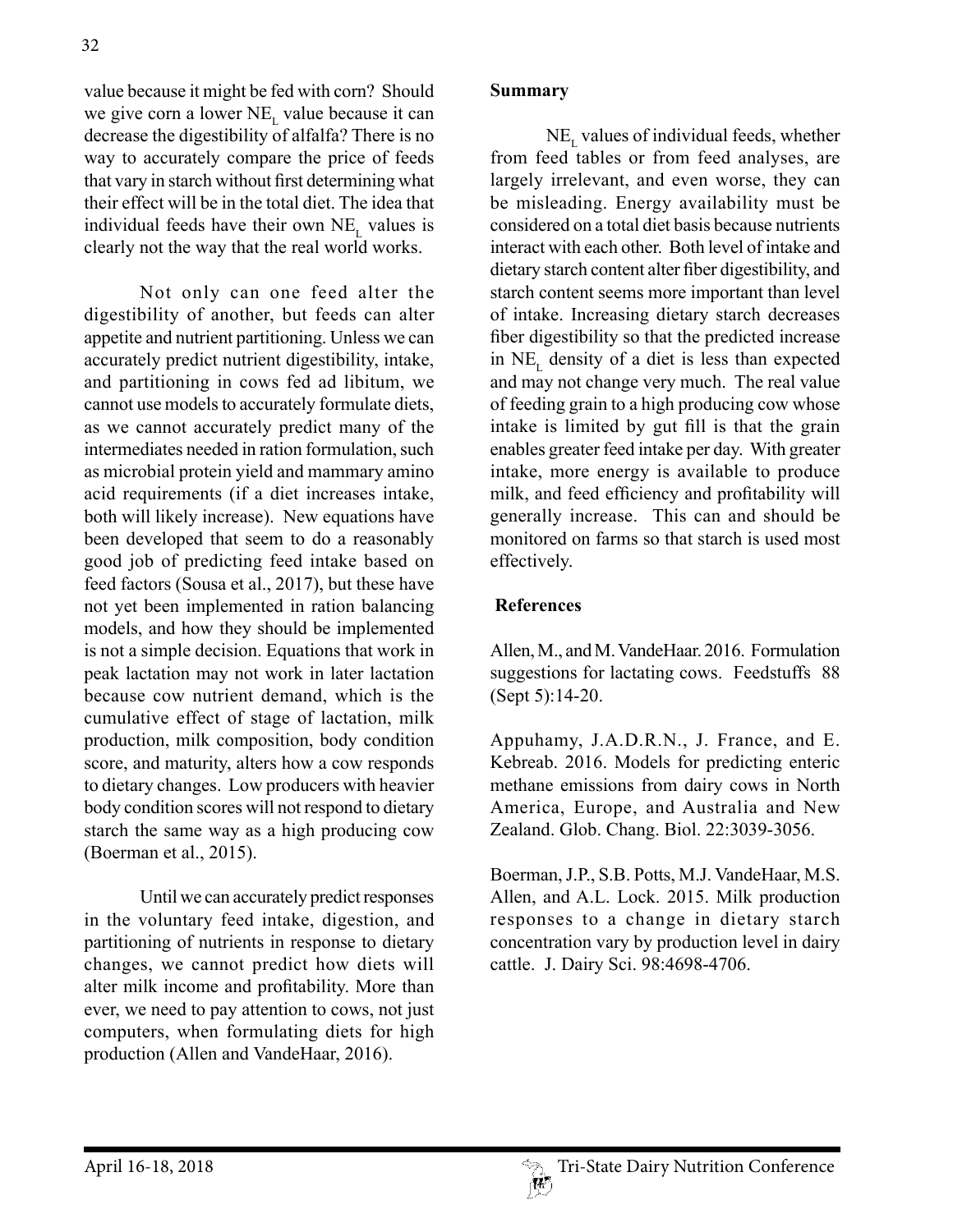value because it might be fed with corn? Should we give corn a lower $NE_L$ value because it can decrease the digestibility of alfalfa? There is no way to accurately compare the price of feeds that vary in starch without first determining what their effect will be in the total diet. The idea that individual feeds have their own $NE_L$ values is clearly not the way that the real world works.

Not only can one feed alter the digestibility of another, but feeds can alter appetite and nutrient partitioning. Unless we can accurately predict nutrient digestibility, intake, and partitioning in cows fed ad libitum, we cannot use models to accurately formulate diets, as we cannot accurately predict many of the intermediates needed in ration formulation, such as microbial protein yield and mammary amino acid requirements (if a diet increases intake, both will likely increase). New equations have been developed that seem to do a reasonably good job of predicting feed intake based on feed factors (Sousa et al., 2017), but these have not yet been implemented in ration balancing models, and how they should be implemented is not a simple decision. Equations that work in peak lactation may not work in later lactation because cow nutrient demand, which is the cumulative effect of stage of lactation, milk production, milk composition, body condition score, and maturity, alters how a cow responds to dietary changes. Low producers with heavier body condition scores will not respond to dietary starch the same way as a high producing cow (Boerman et al., 2015).

Until we can accurately predict responses in the voluntary feed intake, digestion, and partitioning of nutrients in response to dietary changes, we cannot predict how diets will alter milk income and profitability. More than ever, we need to pay attention to cows, not just computers, when formulating diets for high production (Allen and VandeHaar, 2016).

## Summary

$NE_L$ values of individual feeds, whether from feed tables or from feed analyses, are largely irrelevant, and even worse, they can be misleading. Energy availability must be considered on a total diet basis because nutrients interact with each other. Both level of intake and dietary starch content alter fiber digestibility, and starch content seems more important than level of intake. Increasing dietary starch decreases fiber digestibility so that the predicted increase in $NE_L$ density of a diet is less than expected and may not change very much. The real value of feeding grain to a high producing cow whose intake is limited by gut fill is that the grain enables greater feed intake per day. With greater intake, more energy is available to produce milk, and feed efficiency and profitability will generally increase. This can and should be monitored on farms so that starch is used most effectively.

## References

Allen, M., and M. VandeHaar. 2016. Formulation suggestions for lactating cows. Feedstuffs 88 (Sept 5):14-20.

Appuhamy, J.A.D.R.N., J. France, and E. Kebreab. 2016. Models for predicting enteric methane emissions from dairy cows in North America, Europe, and Australia and New Zealand. Glob. Chang. Biol. 22:3039-3056.

Boerman, J.P., S.B. Potts, M.J. VandeHaar, M.S. Allen, and A.L. Lock. 2015. Milk production responses to a change in dietary starch concentration vary by production level in dairy cattle. J. Dairy Sci. 98:4698-4706.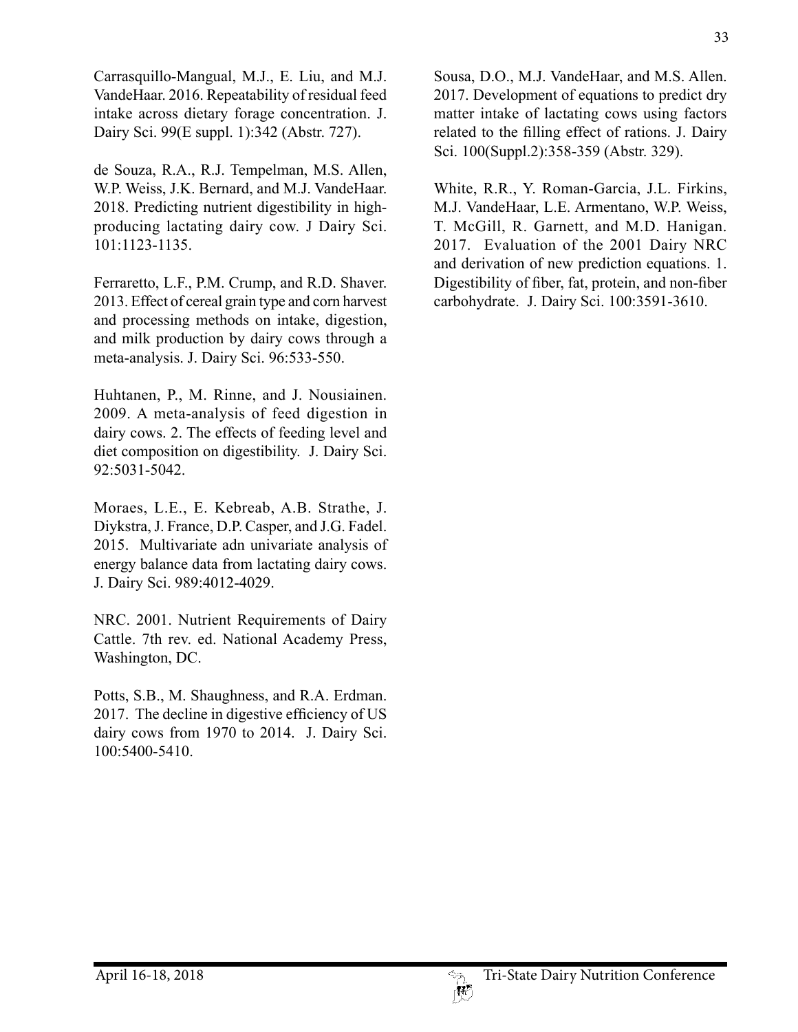Carrasquillo-Mangual, M.J., E. Liu, and M.J. VandeHaar. 2016. Repeatability of residual feed intake across dietary forage concentration. J. Dairy Sci. 99(E suppl. 1):342 (Abstr. 727).

de Souza, R.A., R.J. Tempelman, M.S. Allen, W.P. Weiss, J.K. Bernard, and M.J. VandeHaar. 2018. Predicting nutrient digestibility in high-producing lactating dairy cow. J Dairy Sci. 101:1123-1135.

Ferraretto, L.F., P.M. Crump, and R.D. Shaver. 2013. Effect of cereal grain type and corn harvest and processing methods on intake, digestion, and milk production by dairy cows through a meta-analysis. J. Dairy Sci. 96:533-550.

Huhtanen, P., M. Rinne, and J. Nousiainen. 2009. A meta-analysis of feed digestion in dairy cows. 2. The effects of feeding level and diet composition on digestibility. J. Dairy Sci. 92:5031-5042.

Moraes, L.E., E. Kebreab, A.B. Strathe, J. Diykstra, J. France, D.P. Casper, and J.G. Fadel. 2015. Multivariate adn univariate analysis of energy balance data from lactating dairy cows. J. Dairy Sci. 989:4012-4029.

NRC. 2001. Nutrient Requirements of Dairy Cattle. 7th rev. ed. National Academy Press, Washington, DC.

Potts, S.B., M. Shaughness, and R.A. Erdman. 2017. The decline in digestive efficiency of US dairy cows from 1970 to 2014. J. Dairy Sci. 100:5400-5410.

Sousa, D.O., M.J. VandeHaar, and M.S. Allen. 2017. Development of equations to predict dry matter intake of lactating cows using factors related to the filling effect of rations. J. Dairy Sci. 100(Suppl.2):358-359 (Abstr. 329).

White, R.R., Y. Roman-Garcia, J.L. Firkins, M.J. VandeHaar, L.E. Armentano, W.P. Weiss, T. McGill, R. Garnett, and M.D. Hanigan. 2017. Evaluation of the 2001 Dairy NRC and derivation of new prediction equations. 1. Digestibility of fiber, fat, protein, and non-fiber carbohydrate. J. Dairy Sci. 100:3591-3610.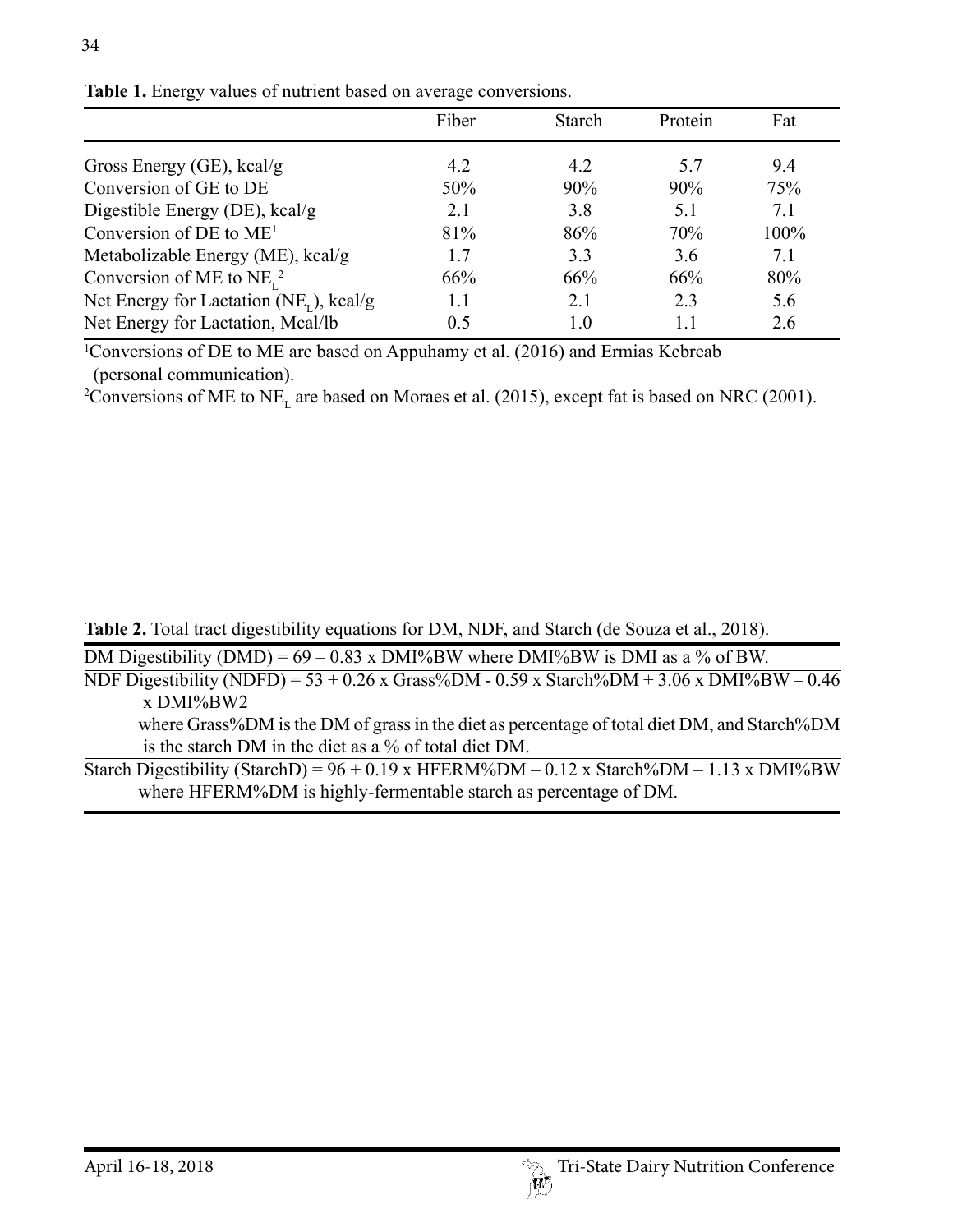**Table 1.** Energy values of nutrient based on average conversions.

| | Fiber | Starch | Protein | Fat |
|---|---|---|---|---|
| Gross Energy (GE), kcal/g | 4.2 | 4.2 | 5.7 | 9.4 |
| Conversion of GE to DE | 50% | 90% | 90% | 75% |
| Digestible Energy (DE), kcal/g | 2.1 | 3.8 | 5.1 | 7.1 |
| Conversion of DE to ME[1] | 81% | 86% | 70% | 100% |
| Metabolizable Energy (ME), kcal/g | 1.7 | 3.3 | 3.6 | 7.1 |
| Conversion of ME to $NE_L$[2] | 66% | 66% | 66% | 80% |
| Net Energy for Lactation ($NE_L$), kcal/g | 1.1 | 2.1 | 2.3 | 5.6 |
| Net Energy for Lactation, Mcal/lb | 0.5 | 1.0 | 1.1 | 2.6 |

[1]Conversions of DE to ME are based on Appuhamy et al. (2016) and Ermias Kebreab (personal communication).

[2]Conversions of ME to $NE_L$ are based on Moraes et al. (2015), except fat is based on NRC (2001).

**Table 2.** Total tract digestibility equations for DM, NDF, and Starch (de Souza et al., 2018).

| |
|---|
| DM Digestibility (DMD) = 69 – 0.83 x DMI%BW where DMI%BW is DMI as a % of BW. |
| NDF Digestibility (NDFD) = 53 + 0.26 x Grass%DM - 0.59 x Starch%DM + 3.06 x DMI%BW – 0.46 x DMI%BW2 where Grass%DM is the DM of grass in the diet as percentage of total diet DM, and Starch%DM is the starch DM in the diet as a % of total diet DM. |
| Starch Digestibility (StarchD) = 96 + 0.19 x HFERM%DM – 0.12 x Starch%DM – 1.13 x DMI%BW where HFERM%DM is highly-fermentable starch as percentage of DM. |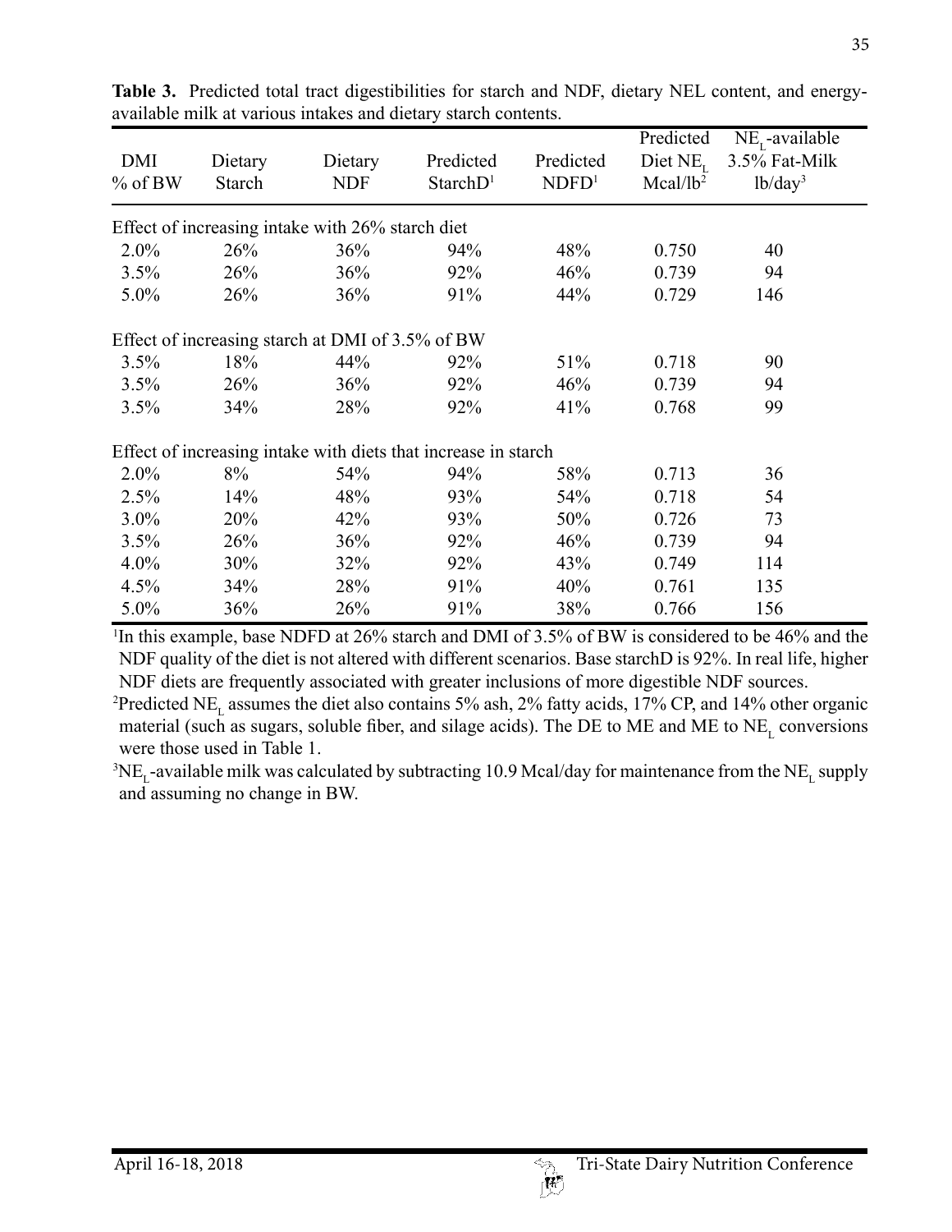**Table 3.** Predicted total tract digestibilities for starch and NDF, dietary NEL content, and energy-available milk at various intakes and dietary starch contents.

| DMI % of BW | Dietary Starch | Dietary NDF | Predicted StarchD[1] | Predicted NDFD[1] | Predicted Diet $NE_L$ Mcal/lb[2] | $NE_L$-available 3.5% Fat-Milk lb/day[3] |
|---|---|---|---|---|---|---|
| Effect of increasing intake with 26% starch diet | | | | | | |
| 2.0% | 26% | 36% | 94% | 48% | 0.750 | 40 |
| 3.5% | 26% | 36% | 92% | 46% | 0.739 | 94 |
| 5.0% | 26% | 36% | 91% | 44% | 0.729 | 146 |
| Effect of increasing starch at DMI of 3.5% of BW | | | | | | |
| 3.5% | 18% | 44% | 92% | 51% | 0.718 | 90 |
| 3.5% | 26% | 36% | 92% | 46% | 0.739 | 94 |
| 3.5% | 34% | 28% | 92% | 41% | 0.768 | 99 |
| Effect of increasing intake with diets that increase in starch | | | | | | |
| 2.0% | 8% | 54% | 94% | 58% | 0.713 | 36 |
| 2.5% | 14% | 48% | 93% | 54% | 0.718 | 54 |
| 3.0% | 20% | 42% | 93% | 50% | 0.726 | 73 |
| 3.5% | 26% | 36% | 92% | 46% | 0.739 | 94 |
| 4.0% | 30% | 32% | 92% | 43% | 0.749 | 114 |
| 4.5% | 34% | 28% | 91% | 40% | 0.761 | 135 |
| 5.0% | 36% | 26% | 91% | 38% | 0.766 | 156 |

[1]In this example, base NDFD at 26% starch and DMI of 3.5% of BW is considered to be 46% and the NDF quality of the diet is not altered with different scenarios. Base starchD is 92%. In real life, higher NDF diets are frequently associated with greater inclusions of more digestible NDF sources.

[2]Predicted $NE_L$ assumes the diet also contains 5% ash, 2% fatty acids, 17% CP, and 14% other organic material (such as sugars, soluble fiber, and silage acids). The DE to ME and ME to $NE_L$ conversions were those used in Table 1.

[3]$NE_L$-available milk was calculated by subtracting 10.9 Mcal/day for maintenance from the $NE_L$ supply and assuming no change in BW.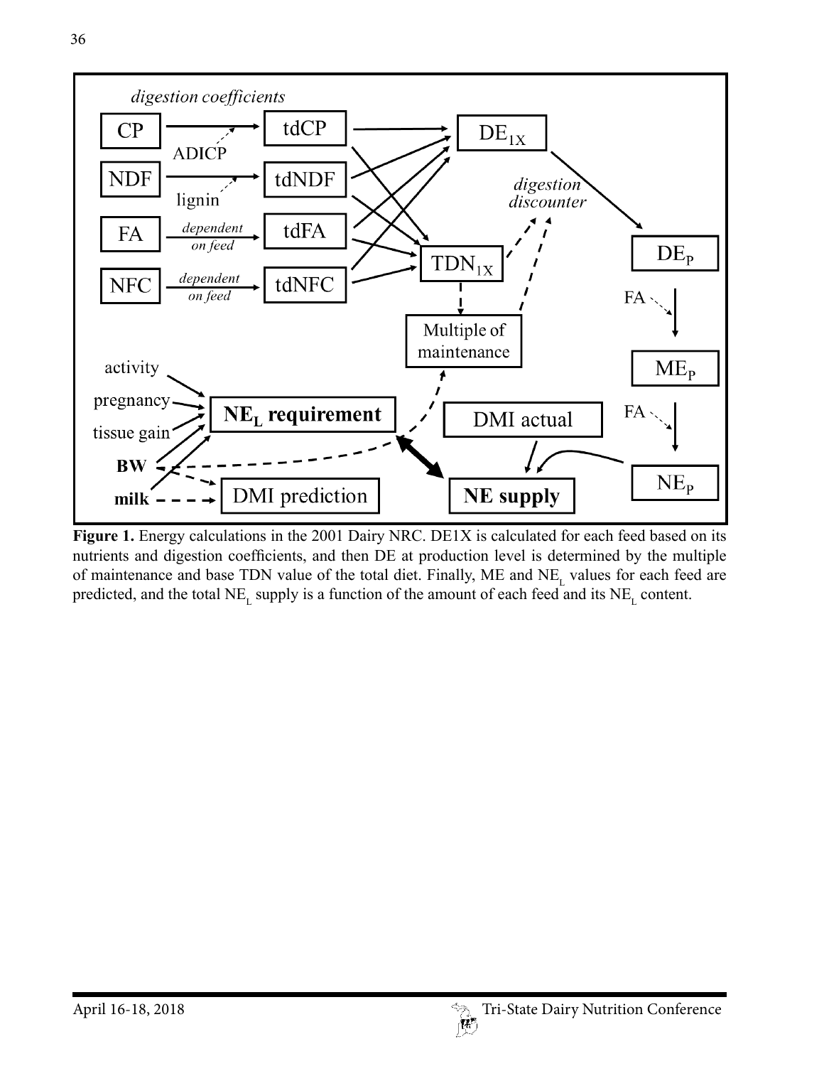**Figure 1.** Energy calculations in the 2001 Dairy NRC. DE1X is calculated for each feed based on its nutrients and digestion coefficients, and then DE at production level is determined by the multiple of maintenance and base TDN value of the total diet. Finally, ME and $NE_L$ values for each feed are predicted, and the total $NE_L$ supply is a function of the amount of each feed and its $NE_L$ content.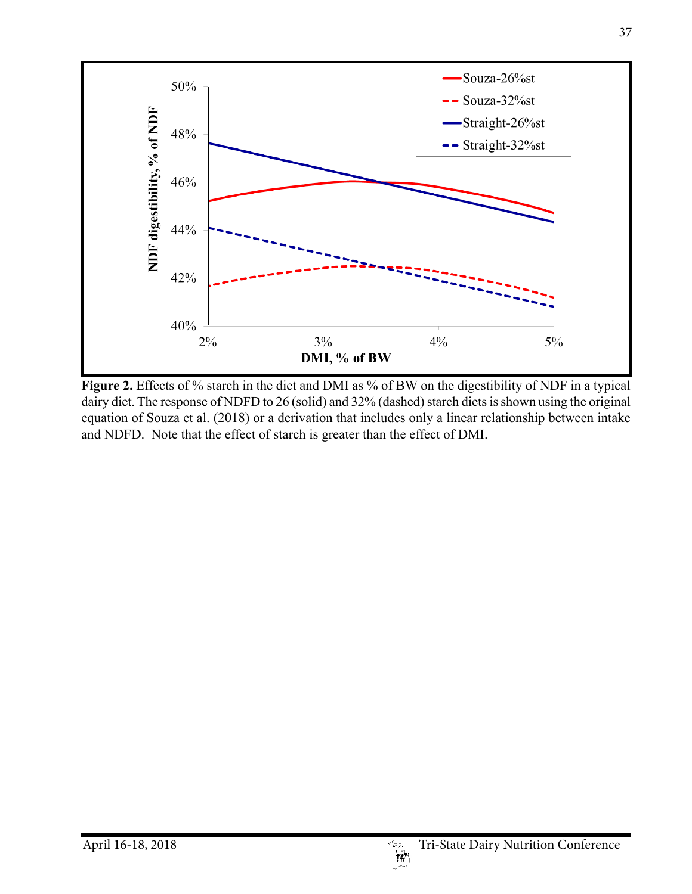**Figure 2.** Effects of % starch in the diet and DMI as % of BW on the digestibility of NDF in a typical dairy diet. The response of NDFD to 26 (solid) and 32% (dashed) starch diets is shown using the original equation of Souza et al. (2018) or a derivation that includes only a linear relationship between intake and NDFD. Note that the effect of starch is greater than the effect of DMI.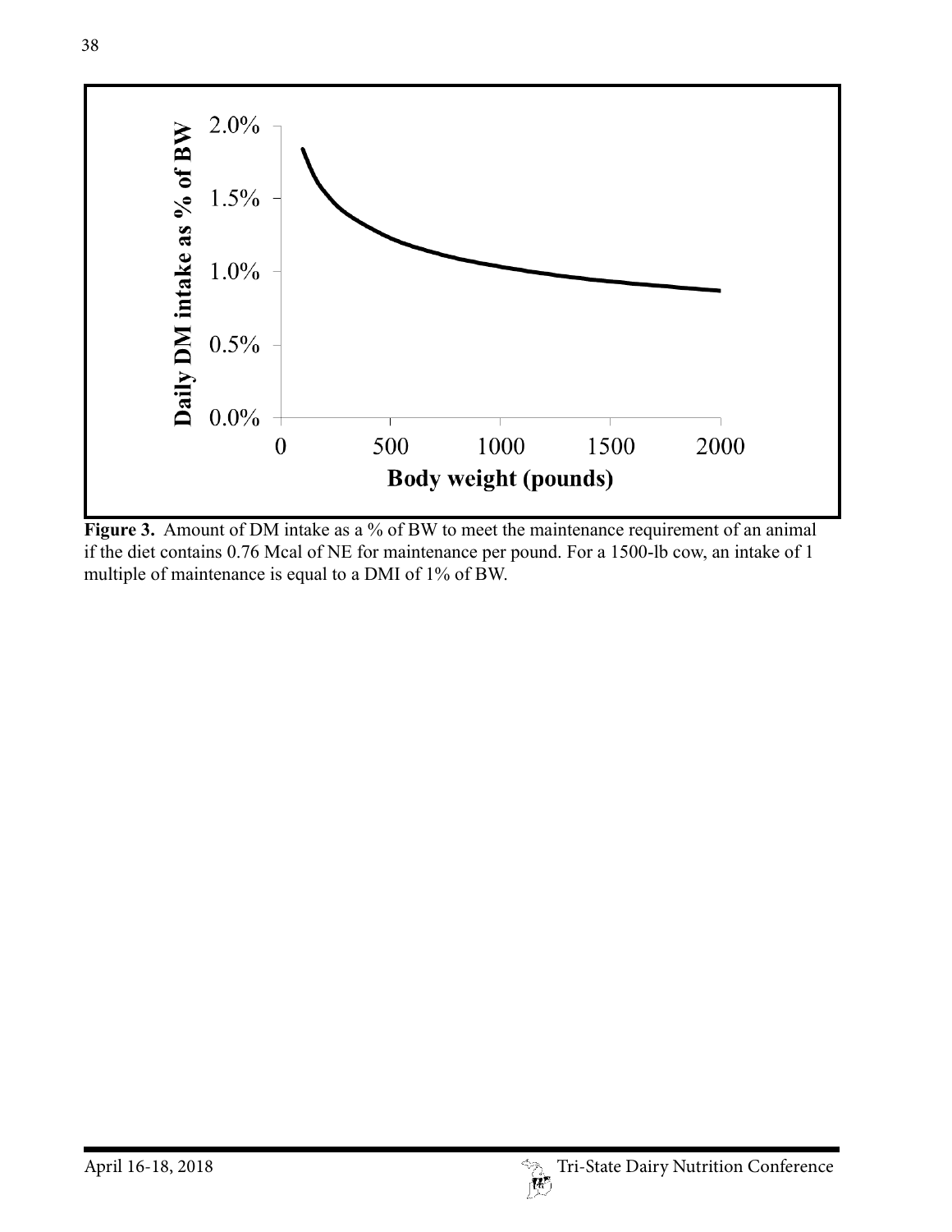Daily DM intake as % of BW

2.0%

1.5%

1.0%

0.5%

0.0%

0

500

1000

1500

2000

Body weight (pounds)

**Figure 3.** Amount of DM intake as a % of BW to meet the maintenance requirement of an animal if the diet contains 0.76 Mcal of NE for maintenance per pound. For a 1500-lb cow, an intake of 1 multiple of maintenance is equal to a DMI of 1% of BW.